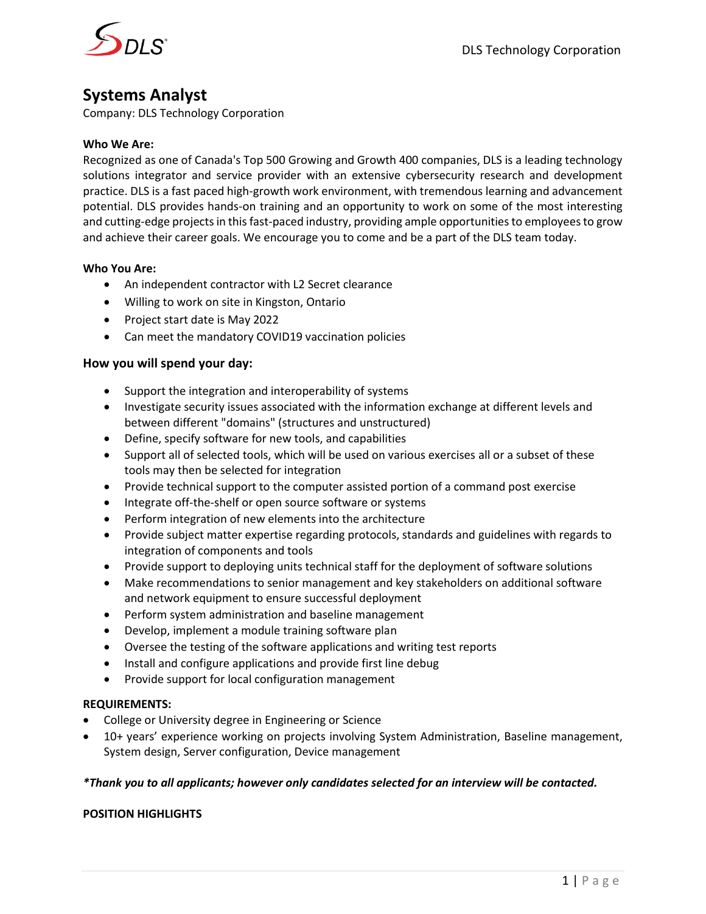# Systems Analyst

Company: DLS Technology Corporation

**Who We Are:**

Recognized as one of Canada's Top 500 Growing and Growth 400 companies, DLS is a leading technology solutions integrator and service provider with an extensive cybersecurity research and development practice. DLS is a fast paced high-growth work environment, with tremendous learning and advancement potential. DLS provides hands-on training and an opportunity to work on some of the most interesting and cutting-edge projects in this fast-paced industry, providing ample opportunities to employees to grow and achieve their career goals. We encourage you to come and be a part of the DLS team today.

**Who You Are:**

- An independent contractor with L2 Secret clearance
- Willing to work on site in Kingston, Ontario
- Project start date is May 2022
- Can meet the mandatory COVID19 vaccination policies

### How you will spend your day:

- Support the integration and interoperability of systems
- Investigate security issues associated with the information exchange at different levels and between different "domains" (structures and unstructured)
- Define, specify software for new tools, and capabilities
- Support all of selected tools, which will be used on various exercises all or a subset of these tools may then be selected for integration
- Provide technical support to the computer assisted portion of a command post exercise
- Integrate off-the-shelf or open source software or systems
- Perform integration of new elements into the architecture
- Provide subject matter expertise regarding protocols, standards and guidelines with regards to integration of components and tools
- Provide support to deploying units technical staff for the deployment of software solutions
- Make recommendations to senior management and key stakeholders on additional software and network equipment to ensure successful deployment
- Perform system administration and baseline management
- Develop, implement a module training software plan
- Oversee the testing of the software applications and writing test reports
- Install and configure applications and provide first line debug
- Provide support for local configuration management

**REQUIREMENTS:**

- College or University degree in Engineering or Science
- 10+ years' experience working on projects involving System Administration, Baseline management, System design, Server configuration, Device management

***\*Thank you to all applicants; however only candidates selected for an interview will be contacted.***

**POSITION HIGHLIGHTS**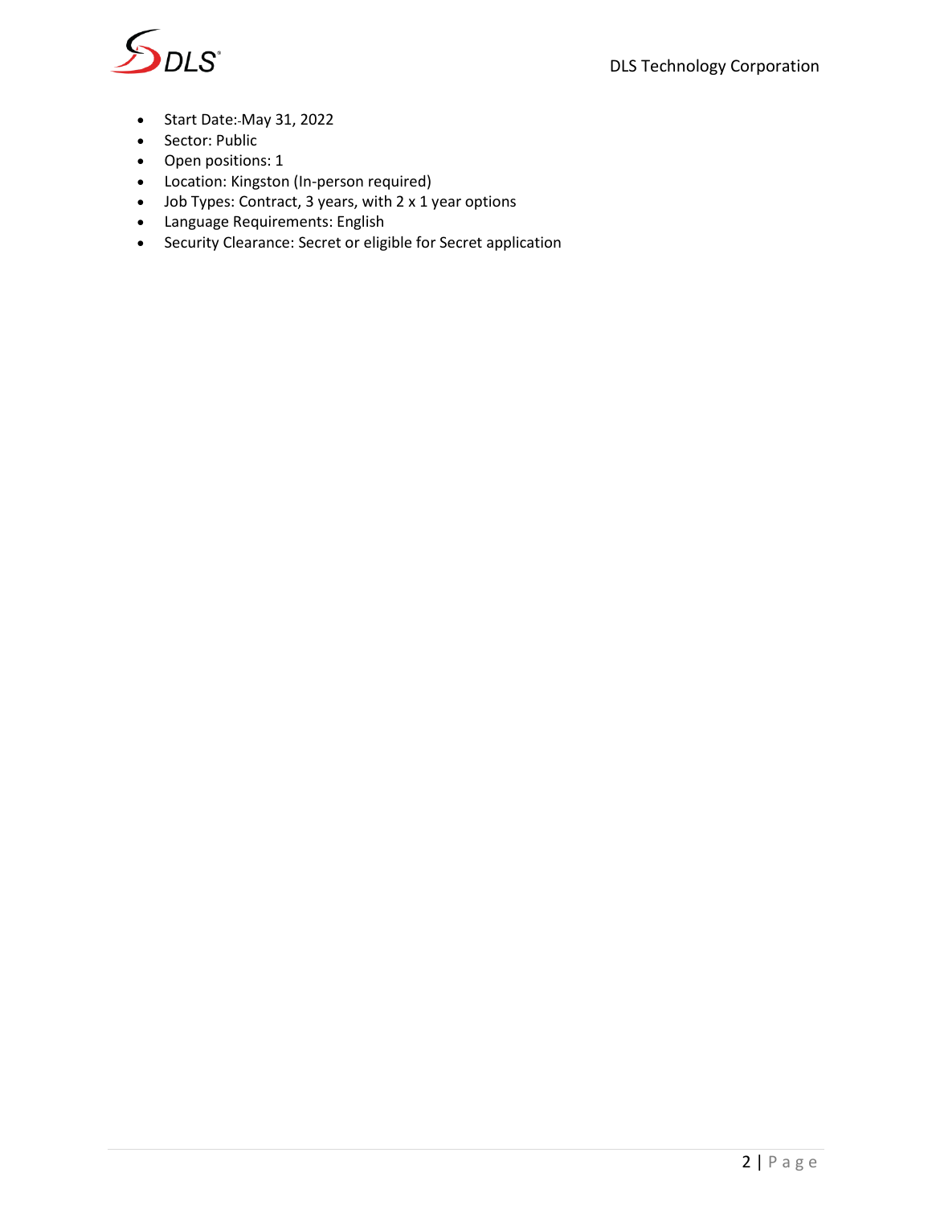- Start Date: May 31, 2022
- Sector: Public
- Open positions: 1
- Location: Kingston (In-person required)
- Job Types: Contract, 3 years, with 2 x 1 year options
- Language Requirements: English
- Security Clearance: Secret or eligible for Secret application